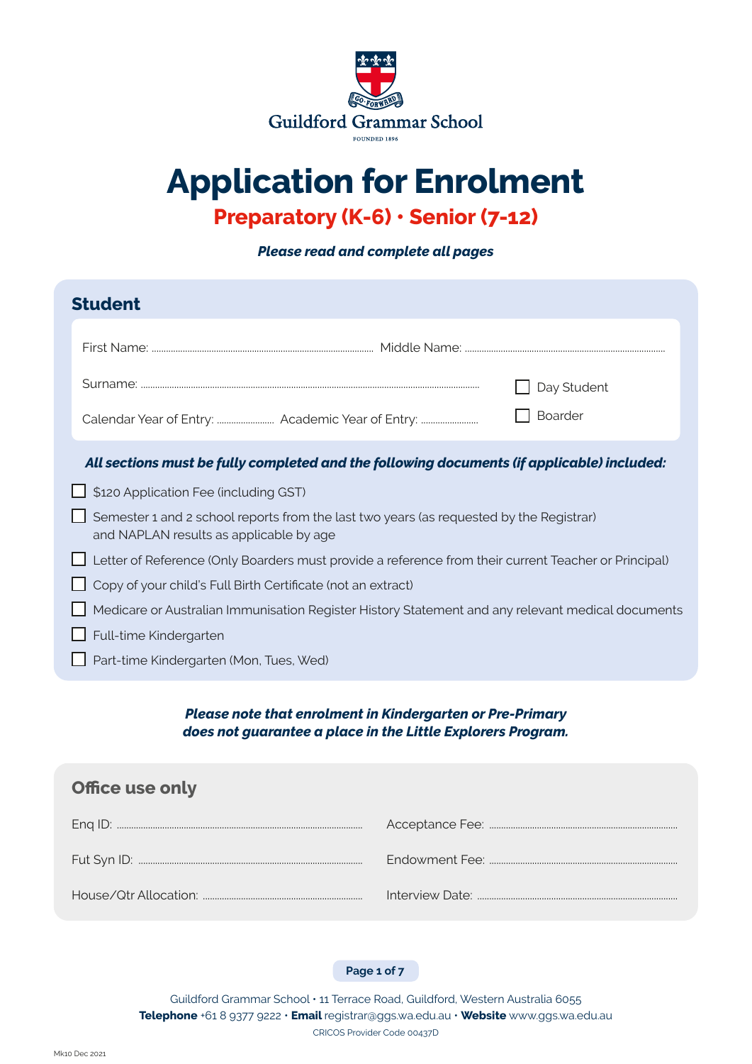Guildford Grammar School

FOUNDED 1896

# Application for Enrolment

## Preparatory (K-6) • Senior (7-12)

***Please read and complete all pages***

## Student

First Name: ........................................ Middle Name: ........................................

Surname: ........................................

Calendar Year of Entry: .................. Academic Year of Entry: ..................

- ☐ Day Student
- ☐ Boarder

***All sections must be fully completed and the following documents (if applicable) included:***

- ☐ $120 Application Fee (including GST)
- ☐ Semester 1 and 2 school reports from the last two years (as requested by the Registrar) and NAPLAN results as applicable by age
- ☐ Letter of Reference (Only Boarders must provide a reference from their current Teacher or Principal)
- ☐ Copy of your child's Full Birth Certificate (not an extract)
- ☐ Medicare or Australian Immunisation Register History Statement and any relevant medical documents
- ☐ Full-time Kindergarten
- ☐ Part-time Kindergarten (Mon, Tues, Wed)

***Please note that enrolment in Kindergarten or Pre-Primary does not guarantee a place in the Little Explorers Program.***

## Office use only

Enq ID: ........................................ Acceptance Fee: ........................................

Fut Syn ID: ........................................ Endowment Fee: ........................................

House/Qtr Allocation: ........................................ Interview Date: ........................................

Guildford Grammar School • 11 Terrace Road, Guildford, Western Australia 6055
**Telephone** +61 8 9377 9222 • **Email** registrar@ggs.wa.edu.au • **Website** www.ggs.wa.edu.au
CRICOS Provider Code 00437D

Mk10 Dec 2021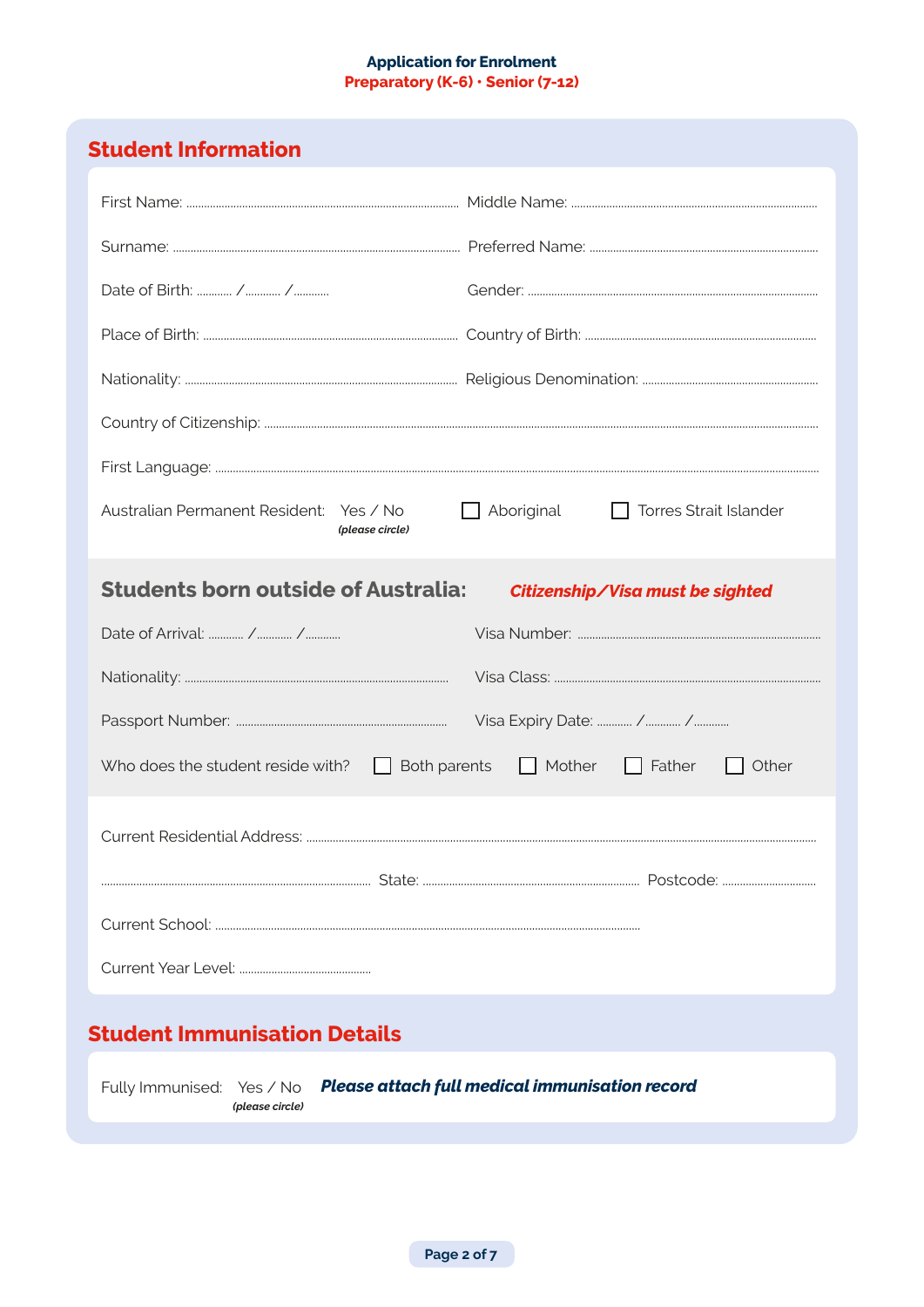**Application for Enrolment**
**Preparatory (K-6) • Senior (7-12)**

## Student Information

First Name: .................................................. Middle Name: ..................................................

Surname: .................................................. Preferred Name: ..................................................

Date of Birth: ......... / ......... / ......... Gender: ..................................................

Place of Birth: .................................................. Country of Birth: ..................................................

Nationality: .................................................. Religious Denomination: ..................................................

Country of Citizenship: ..................................................

First Language: ..................................................

Australian Permanent Resident: Yes / No *(please circle)* ☐ Aboriginal ☐ Torres Strait Islander

### Students born outside of Australia: *Citizenship/Visa must be sighted*

Date of Arrival: ......... / ......... / ......... Visa Number: ..................................................

Nationality: .................................................. Visa Class: ..................................................

Passport Number: .................................................. Visa Expiry Date: ......... / ......... / .........

Who does the student reside with? ☐ Both parents ☐ Mother ☐ Father ☐ Other

Current Residential Address: ..................................................

.................................................. State: .................................................. Postcode: ..................

Current School: ..................................................

Current Year Level: ..................................................

## Student Immunisation Details

Fully Immunised: Yes / No *(please circle)* ***Please attach full medical immunisation record***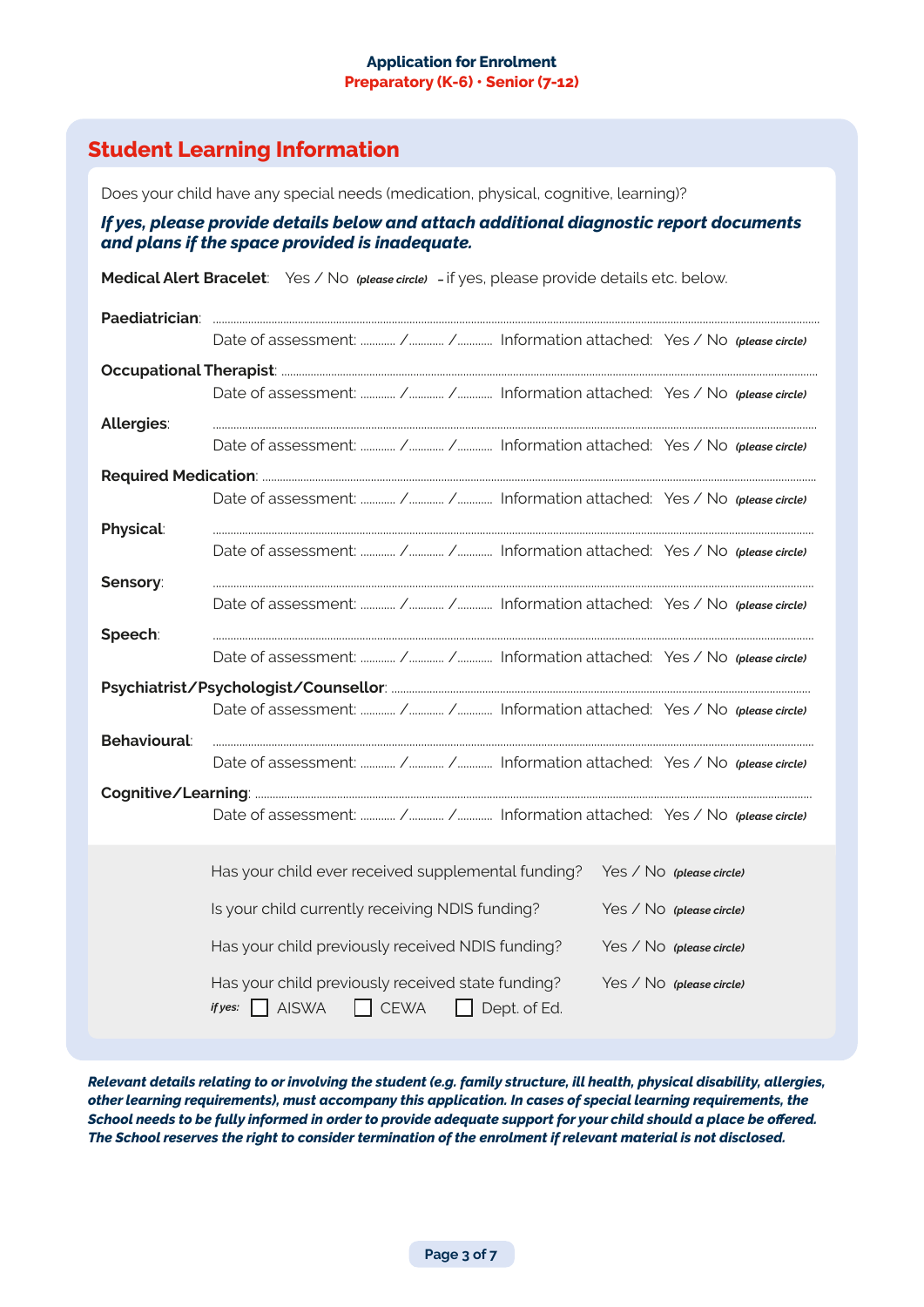**Application for Enrolment**
**Preparatory (K-6) · Senior (7-12)**

## Student Learning Information

Does your child have any special needs (medication, physical, cognitive, learning)?

***If yes, please provide details below and attach additional diagnostic report documents and plans if the space provided is inadequate.***

**Medical Alert Bracelet**: Yes / No ***(please circle)*** - if yes, please provide details etc. below.

**Paediatrician**: ..........................................................................................................
Date of assessment: ........ /........ /........ Information attached: Yes / No ***(please circle)***

**Occupational Therapist**: ..........................................................................................................
Date of assessment: ........ /........ /........ Information attached: Yes / No ***(please circle)***

**Allergies**: ..........................................................................................................
Date of assessment: ........ /........ /........ Information attached: Yes / No ***(please circle)***

**Required Medication**: ..........................................................................................................
Date of assessment: ........ /........ /........ Information attached: Yes / No ***(please circle)***

**Physical**: ..........................................................................................................
Date of assessment: ........ /........ /........ Information attached: Yes / No ***(please circle)***

**Sensory**: ..........................................................................................................
Date of assessment: ........ /........ /........ Information attached: Yes / No ***(please circle)***

**Speech**: ..........................................................................................................
Date of assessment: ........ /........ /........ Information attached: Yes / No ***(please circle)***

**Psychiatrist/Psychologist/Counsellor**: ..........................................................................................................
Date of assessment: ........ /........ /........ Information attached: Yes / No ***(please circle)***

**Behavioural**: ..........................................................................................................
Date of assessment: ........ /........ /........ Information attached: Yes / No ***(please circle)***

**Cognitive/Learning**: ..........................................................................................................
Date of assessment: ........ /........ /........ Information attached: Yes / No ***(please circle)***

Has your child ever received supplemental funding? Yes / No ***(please circle)***

Is your child currently receiving NDIS funding? Yes / No ***(please circle)***

Has your child previously received NDIS funding? Yes / No ***(please circle)***

Has your child previously received state funding? Yes / No ***(please circle)***
***if yes:*** ☐ AISWA ☐ CEWA ☐ Dept. of Ed.

***Relevant details relating to or involving the student (e.g. family structure, ill health, physical disability, allergies, other learning requirements), must accompany this application. In cases of special learning requirements, the School needs to be fully informed in order to provide adequate support for your child should a place be offered. The School reserves the right to consider termination of the enrolment if relevant material is not disclosed.***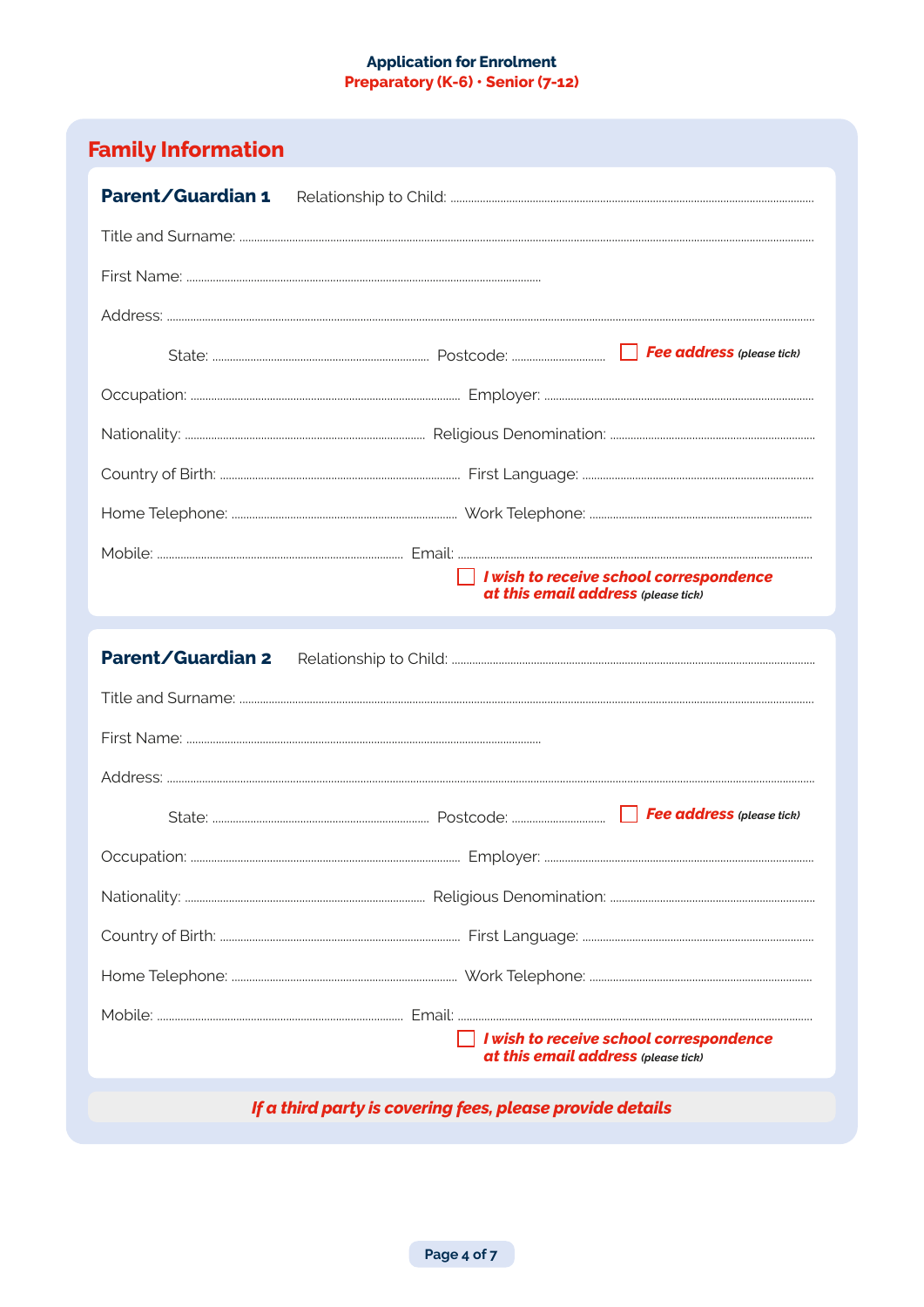**Application for Enrolment**
**Preparatory (K-6) · Senior (7-12)**

## Family Information

### Parent/Guardian 1

Relationship to Child: ..............................

Title and Surname: ..............................

First Name: ..............................

Address: ..............................

State: .................... Postcode: .................... ☐ ***Fee address*** *(please tick)*

Occupation: .................... Employer: ....................

Nationality: .................... Religious Denomination: ....................

Country of Birth: .................... First Language: ....................

Home Telephone: .................... Work Telephone: ....................

Mobile: .................... Email: ....................

☐ ***I wish to receive school correspondence at this email address*** *(please tick)*

### Parent/Guardian 2

Relationship to Child: ..............................

Title and Surname: ..............................

First Name: ..............................

Address: ..............................

State: .................... Postcode: .................... ☐ ***Fee address*** *(please tick)*

Occupation: .................... Employer: ....................

Nationality: .................... Religious Denomination: ....................

Country of Birth: .................... First Language: ....................

Home Telephone: .................... Work Telephone: ....................

Mobile: .................... Email: ....................

☐ ***I wish to receive school correspondence at this email address*** *(please tick)*

***If a third party is covering fees, please provide details***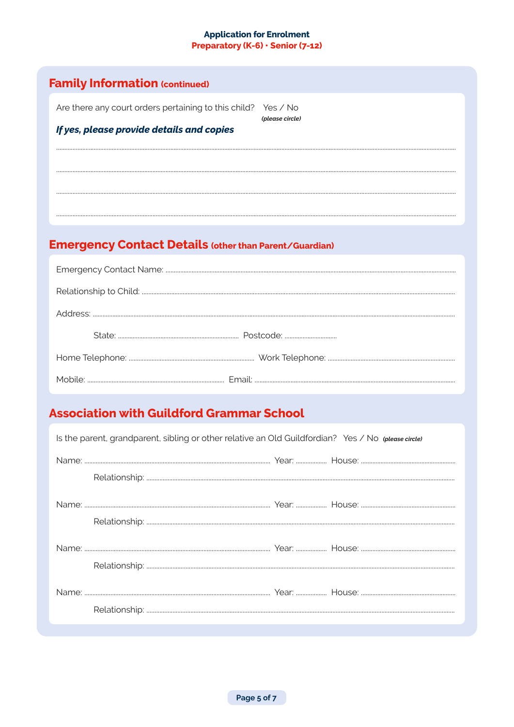# Family Information (continued)

Are there any court orders pertaining to this child? Yes / No *(please circle)*

***If yes, please provide details and copies***

........................................................................................................................................

........................................................................................................................................

........................................................................................................................................

........................................................................................................................................

# Emergency Contact Details (other than Parent/Guardian)

Emergency Contact Name: ..............................................................................................................

Relationship to Child: ..............................................................................................................

Address: ..............................................................................................................

State: .................................................. Postcode: ..........................

Home Telephone: .................................................. Work Telephone: ..................................................

Mobile: .................................................. Email: ..................................................

# Association with Guildford Grammar School

Is the parent, grandparent, sibling or other relative an Old Guildfordian? Yes / No *(please circle)*

Name: .................................................. Year: .............. House: ..............................

Relationship: ..............................................................................................................

Name: .................................................. Year: .............. House: ..............................

Relationship: ..............................................................................................................

Name: .................................................. Year: .............. House: ..............................

Relationship: ..............................................................................................................

Name: .................................................. Year: .............. House: ..............................

Relationship: ..............................................................................................................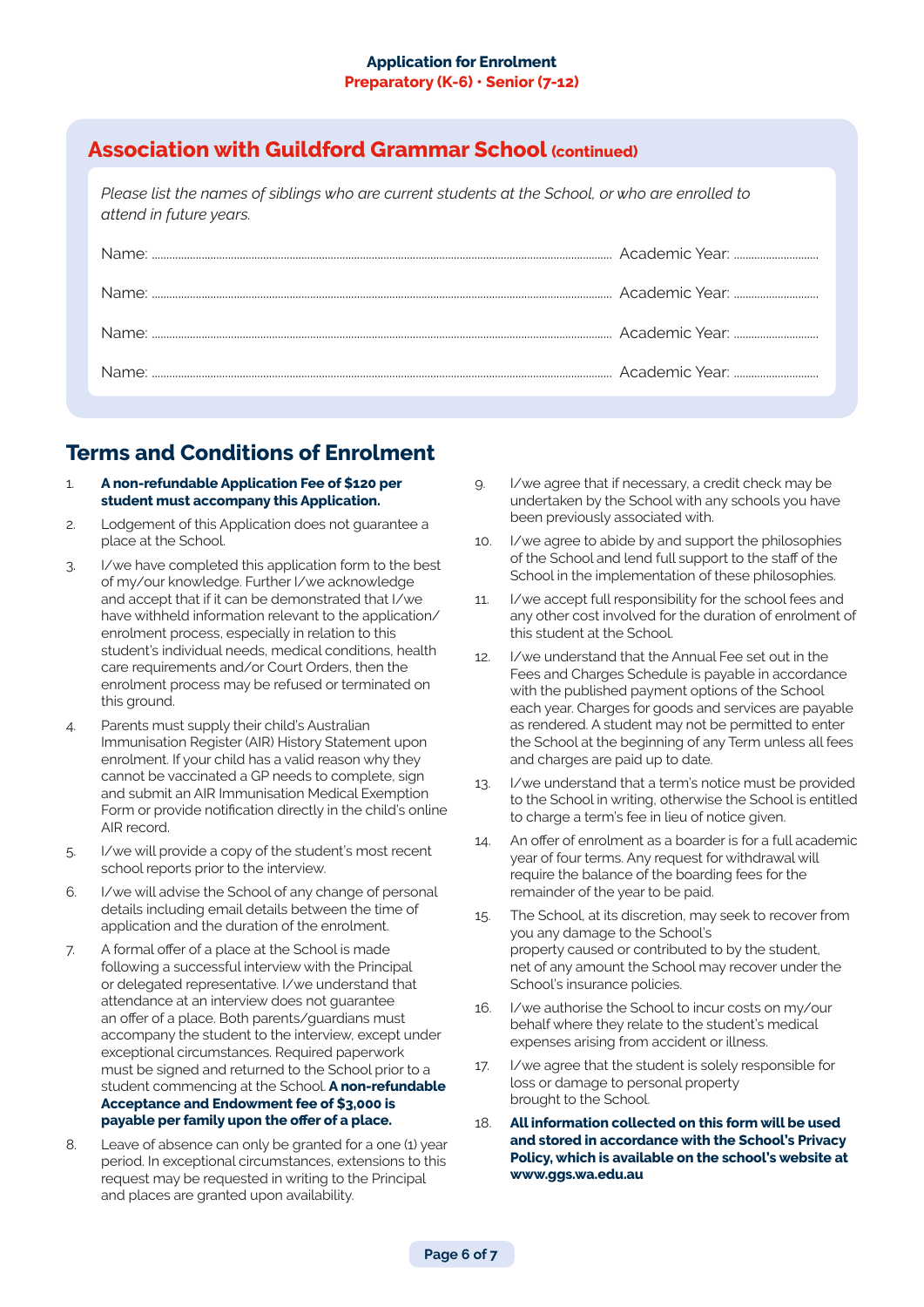## Association with Guildford Grammar School (continued)

*Please list the names of siblings who are current students at the School, or who are enrolled to attend in future years.*

Name: .......................................................... Academic Year: ..............................

Name: .......................................................... Academic Year: ..............................

Name: .......................................................... Academic Year: ..............................

Name: .......................................................... Academic Year: ..............................

## Terms and Conditions of Enrolment

1. **A non-refundable Application Fee of $120 per student must accompany this Application.**
2. Lodgement of this Application does not guarantee a place at the School.
3. I/we have completed this application form to the best of my/our knowledge. Further I/we acknowledge and accept that if it can be demonstrated that I/we have withheld information relevant to the application/enrolment process, especially in relation to this student's individual needs, medical conditions, health care requirements and/or Court Orders, then the enrolment process may be refused or terminated on this ground.
4. Parents must supply their child's Australian Immunisation Register (AIR) History Statement upon enrolment. If your child has a valid reason why they cannot be vaccinated a GP needs to complete, sign and submit an AIR Immunisation Medical Exemption Form or provide notification directly in the child's online AIR record.
5. I/we will provide a copy of the student's most recent school reports prior to the interview.
6. I/we will advise the School of any change of personal details including email details between the time of application and the duration of the enrolment.
7. A formal offer of a place at the School is made following a successful interview with the Principal or delegated representative. I/we understand that attendance at an interview does not guarantee an offer of a place. Both parents/guardians must accompany the student to the interview, except under exceptional circumstances. Required paperwork must be signed and returned to the School prior to a student commencing at the School. **A non-refundable Acceptance and Endowment fee of $3,000 is payable per family upon the offer of a place.**
8. Leave of absence can only be granted for a one (1) year period. In exceptional circumstances, extensions to this request may be requested in writing to the Principal and places are granted upon availability.
9. I/we agree that if necessary, a credit check may be undertaken by the School with any schools you have been previously associated with.
10. I/we agree to abide by and support the philosophies of the School and lend full support to the staff of the School in the implementation of these philosophies.
11. I/we accept full responsibility for the school fees and any other cost involved for the duration of enrolment of this student at the School.
12. I/we understand that the Annual Fee set out in the Fees and Charges Schedule is payable in accordance with the published payment options of the School each year. Charges for goods and services are payable as rendered. A student may not be permitted to enter the School at the beginning of any Term unless all fees and charges are paid up to date.
13. I/we understand that a term's notice must be provided to the School in writing, otherwise the School is entitled to charge a term's fee in lieu of notice given.
14. An offer of enrolment as a boarder is for a full academic year of four terms. Any request for withdrawal will require the balance of the boarding fees for the remainder of the year to be paid.
15. The School, at its discretion, may seek to recover from you any damage to the School's property caused or contributed to by the student, net of any amount the School may recover under the School's insurance policies.
16. I/we authorise the School to incur costs on my/our behalf where they relate to the student's medical expenses arising from accident or illness.
17. I/we agree that the student is solely responsible for loss or damage to personal property brought to the School.
18. **All information collected on this form will be used and stored in accordance with the School's Privacy Policy, which is available on the school's website at www.ggs.wa.edu.au**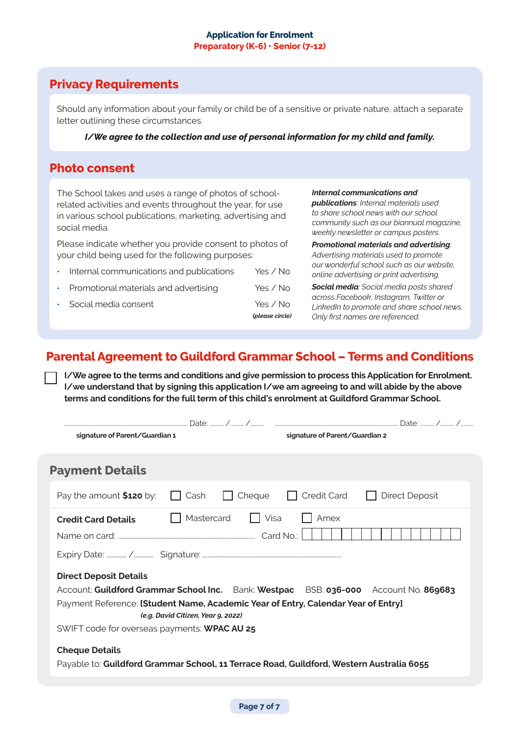**Application for Enrolment**
**Preparatory (K-6) • Senior (7-12)**

## Privacy Requirements

Should any information about your family or child be of a sensitive or private nature, attach a separate letter outlining these circumstances.

***I/We agree to the collection and use of personal information for my child and family.***

## Photo consent

The School takes and uses a range of photos of school-related activities and events throughout the year, for use in various school publications, marketing, advertising and social media.

Please indicate whether you provide consent to photos of your child being used for the following purposes:

- Internal communications and publications Yes / No
- Promotional materials and advertising Yes / No
- Social media consent Yes / No

*(please circle)*

***Internal communications and publications****: Internal materials used to share school news with our school community such as our biannual magazine, weekly newsletter or campus posters.*

***Promotional materials and advertising****: Advertising materials used to promote our wonderful school such as our website, online advertising or print advertising.*

***Social media****: Social media posts shared across Facebook, Instagram, Twitter or LinkedIn to promote and share school news. Only first names are referenced.*

## Parental Agreement to Guildford Grammar School – Terms and Conditions

☐ **I/We agree to the terms and conditions and give permission to process this Application for Enrolment. I/we understand that by signing this application I/we am agreeing to and will abide by the above terms and conditions for the full term of this child's enrolment at Guildford Grammar School.**

........................................ Date: ......... /......... /.........
**signature of Parent/Guardian 1**

........................................ Date: ......... /......... /.........
**signature of Parent/Guardian 2**

## Payment Details

Pay the amount **$120** by: ☐ Cash ☐ Cheque ☐ Credit Card ☐ Direct Deposit

**Credit Card Details** ☐ Mastercard ☐ Visa ☐ Amex

Name on card: ........................................ Card No.: ☐☐☐☐ ☐☐☐☐ ☐☐☐☐ ☐☐☐☐

Expiry Date: ......... /......... Signature: ........................................

**Direct Deposit Details**

Account: **Guildford Grammar School Inc.** Bank: **Westpac** BSB: **036-000** Account No. **869683**

Payment Reference: **[Student Name, Academic Year of Entry, Calendar Year of Entry]**

***(e.g. David Citizen, Year 9, 2022)***

SWIFT code for overseas payments: **WPAC AU 25**

**Cheque Details**

Payable to: **Guildford Grammar School, 11 Terrace Road, Guildford, Western Australia 6055**